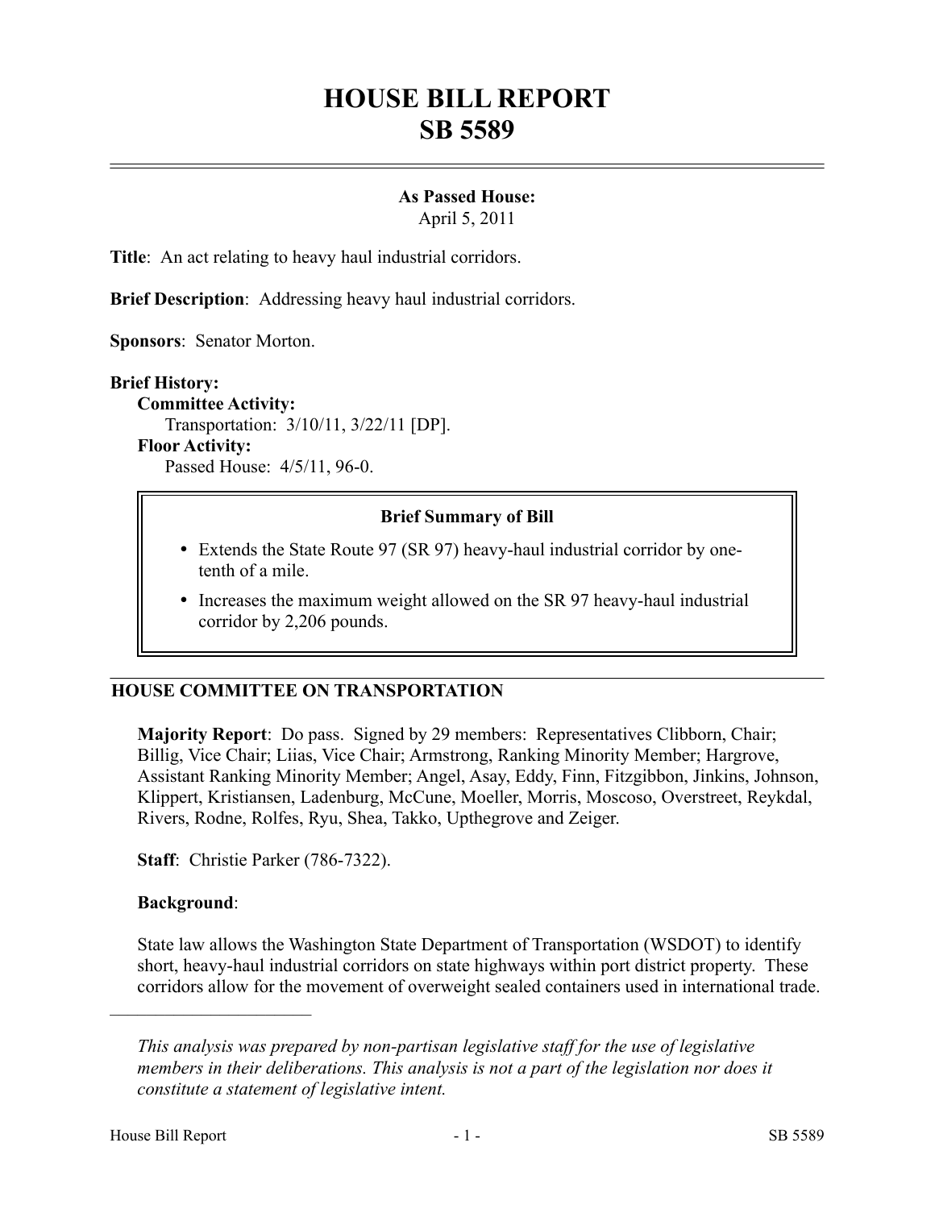# HOUSE BILL REPORT
# SB 5589

**As Passed House:**
April 5, 2011

**Title**: An act relating to heavy haul industrial corridors.

**Brief Description**: Addressing heavy haul industrial corridors.

**Sponsors**: Senator Morton.

**Brief History:**

**Committee Activity:**
Transportation: 3/10/11, 3/22/11 [DP].

**Floor Activity:**
Passed House: 4/5/11, 96-0.

> **Brief Summary of Bill**
>
> - Extends the State Route 97 (SR 97) heavy-haul industrial corridor by one-tenth of a mile.
> - Increases the maximum weight allowed on the SR 97 heavy-haul industrial corridor by 2,206 pounds.

## HOUSE COMMITTEE ON TRANSPORTATION

**Majority Report**: Do pass. Signed by 29 members: Representatives Clibborn, Chair; Billig, Vice Chair; Liias, Vice Chair; Armstrong, Ranking Minority Member; Hargrove, Assistant Ranking Minority Member; Angel, Asay, Eddy, Finn, Fitzgibbon, Jinkins, Johnson, Klippert, Kristiansen, Ladenburg, McCune, Moeller, Morris, Moscoso, Overstreet, Reykdal, Rivers, Rodne, Rolfes, Ryu, Shea, Takko, Upthegrove and Zeiger.

**Staff**: Christie Parker (786-7322).

**Background**:

State law allows the Washington State Department of Transportation (WSDOT) to identify short, heavy-haul industrial corridors on state highways within port district property. These corridors allow for the movement of overweight sealed containers used in international trade.

---

*This analysis was prepared by non-partisan legislative staff for the use of legislative members in their deliberations. This analysis is not a part of the legislation nor does it constitute a statement of legislative intent.*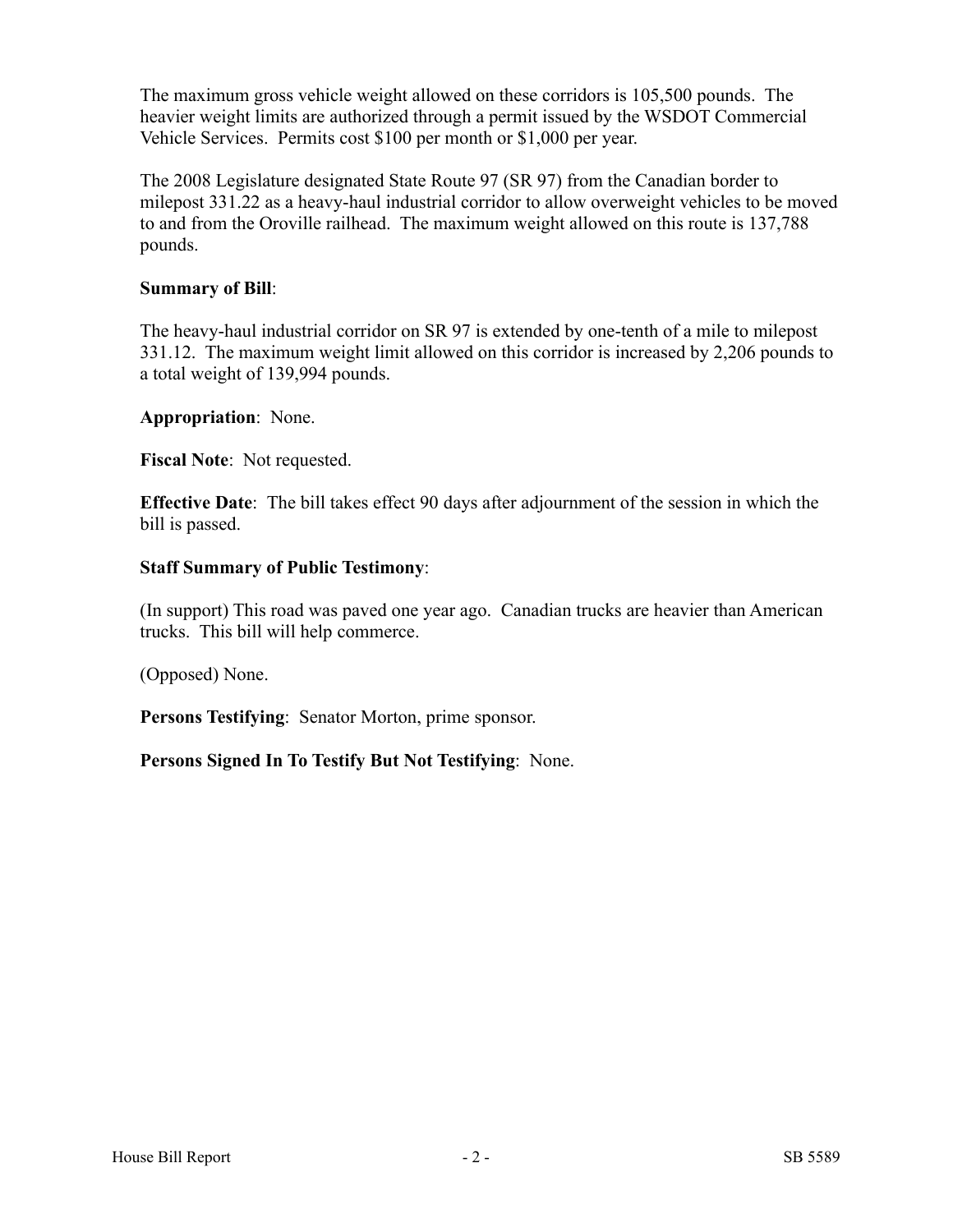The maximum gross vehicle weight allowed on these corridors is 105,500 pounds. The heavier weight limits are authorized through a permit issued by the WSDOT Commercial Vehicle Services. Permits cost $100 per month or $1,000 per year.

The 2008 Legislature designated State Route 97 (SR 97) from the Canadian border to milepost 331.22 as a heavy-haul industrial corridor to allow overweight vehicles to be moved to and from the Oroville railhead. The maximum weight allowed on this route is 137,788 pounds.

**Summary of Bill**:

The heavy-haul industrial corridor on SR 97 is extended by one-tenth of a mile to milepost 331.12. The maximum weight limit allowed on this corridor is increased by 2,206 pounds to a total weight of 139,994 pounds.

**Appropriation**: None.

**Fiscal Note**: Not requested.

**Effective Date**: The bill takes effect 90 days after adjournment of the session in which the bill is passed.

**Staff Summary of Public Testimony**:

(In support) This road was paved one year ago. Canadian trucks are heavier than American trucks. This bill will help commerce.

(Opposed) None.

**Persons Testifying**: Senator Morton, prime sponsor.

**Persons Signed In To Testify But Not Testifying**: None.